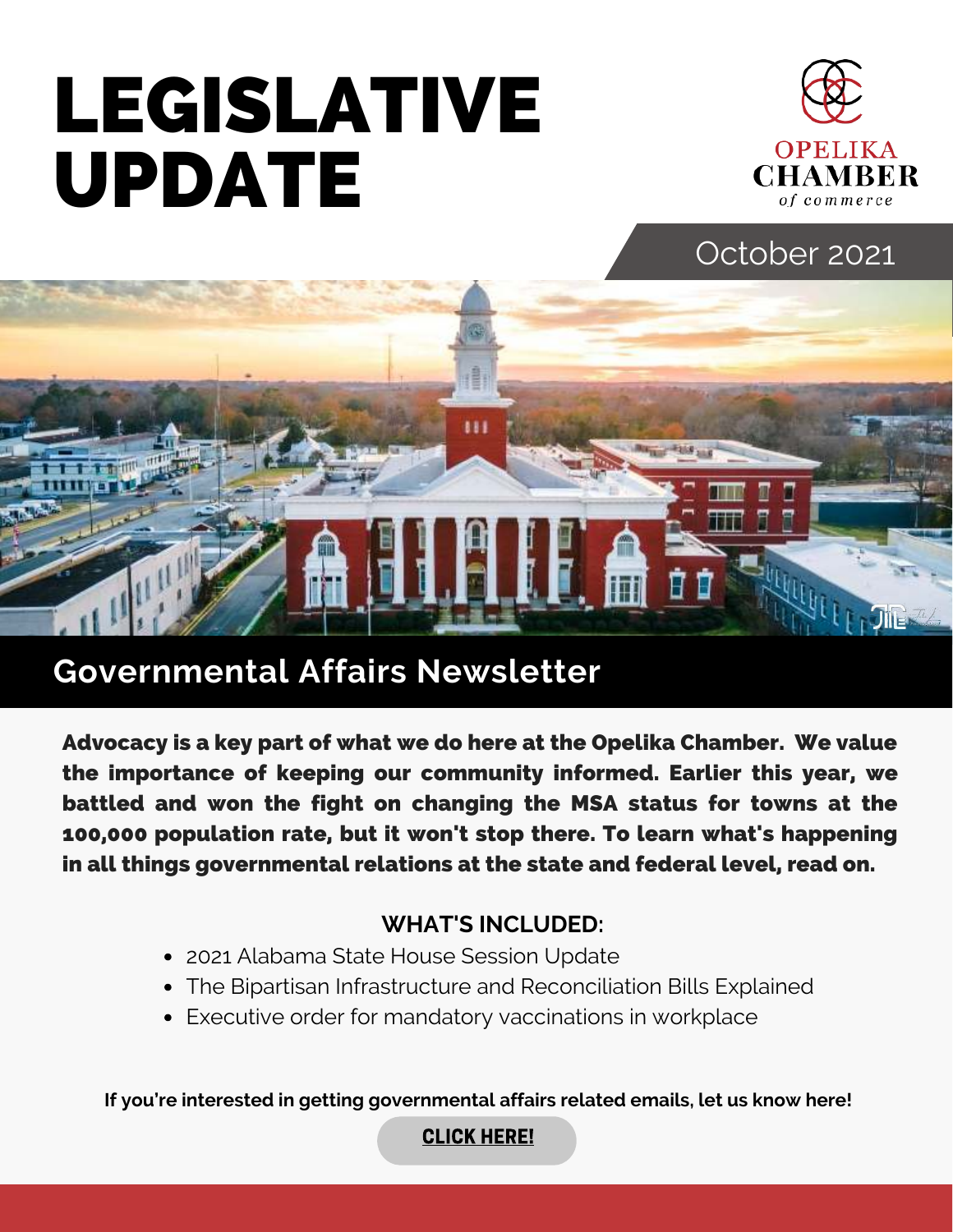# LEGISLATIVE UPDATE

OPELIKA CHAMBER of commerce

October 2021

## Governmental Affairs Newsletter

**Advocacy is a key part of what we do here at the Opelika Chamber. We value the importance of keeping our community informed. Earlier this year, we battled and won the fight on changing the MSA status for towns at the 100,000 population rate, but it won't stop there. To learn what's happening in all things governmental relations at the state and federal level, read on.**

### WHAT'S INCLUDED:

- 2021 Alabama State House Session Update
- The Bipartisan Infrastructure and Reconciliation Bills Explained
- Executive order for mandatory vaccinations in workplace

**If you're interested in getting governmental affairs related emails, let us know here!**

**CLICK HERE!**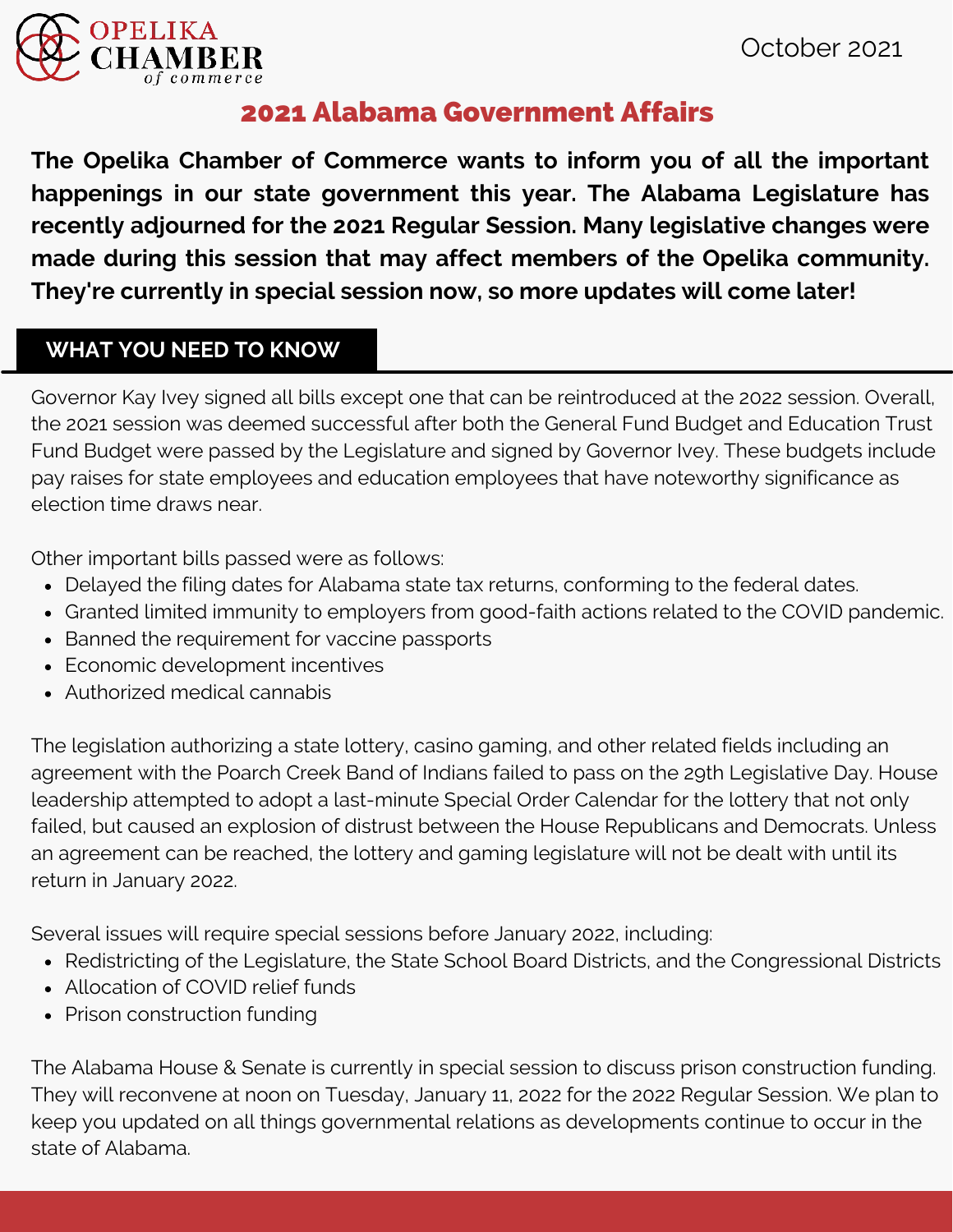Opelika Chamber of Commerce

October 2021

# 2021 Alabama Government Affairs

**The Opelika Chamber of Commerce wants to inform you of all the important happenings in our state government this year. The Alabama Legislature has recently adjourned for the 2021 Regular Session. Many legislative changes were made during this session that may affect members of the Opelika community. They're currently in special session now, so more updates will come later!**

## WHAT YOU NEED TO KNOW

Governor Kay Ivey signed all bills except one that can be reintroduced at the 2022 session. Overall, the 2021 session was deemed successful after both the General Fund Budget and Education Trust Fund Budget were passed by the Legislature and signed by Governor Ivey. These budgets include pay raises for state employees and education employees that have noteworthy significance as election time draws near.

Other important bills passed were as follows:

- Delayed the filing dates for Alabama state tax returns, conforming to the federal dates.
- Granted limited immunity to employers from good-faith actions related to the COVID pandemic.
- Banned the requirement for vaccine passports
- Economic development incentives
- Authorized medical cannabis

The legislation authorizing a state lottery, casino gaming, and other related fields including an agreement with the Poarch Creek Band of Indians failed to pass on the 29th Legislative Day. House leadership attempted to adopt a last-minute Special Order Calendar for the lottery that not only failed, but caused an explosion of distrust between the House Republicans and Democrats. Unless an agreement can be reached, the lottery and gaming legislature will not be dealt with until its return in January 2022.

Several issues will require special sessions before January 2022, including:

- Redistricting of the Legislature, the State School Board Districts, and the Congressional Districts
- Allocation of COVID relief funds
- Prison construction funding

The Alabama House & Senate is currently in special session to discuss prison construction funding. They will reconvene at noon on Tuesday, January 11, 2022 for the 2022 Regular Session. We plan to keep you updated on all things governmental relations as developments continue to occur in the state of Alabama.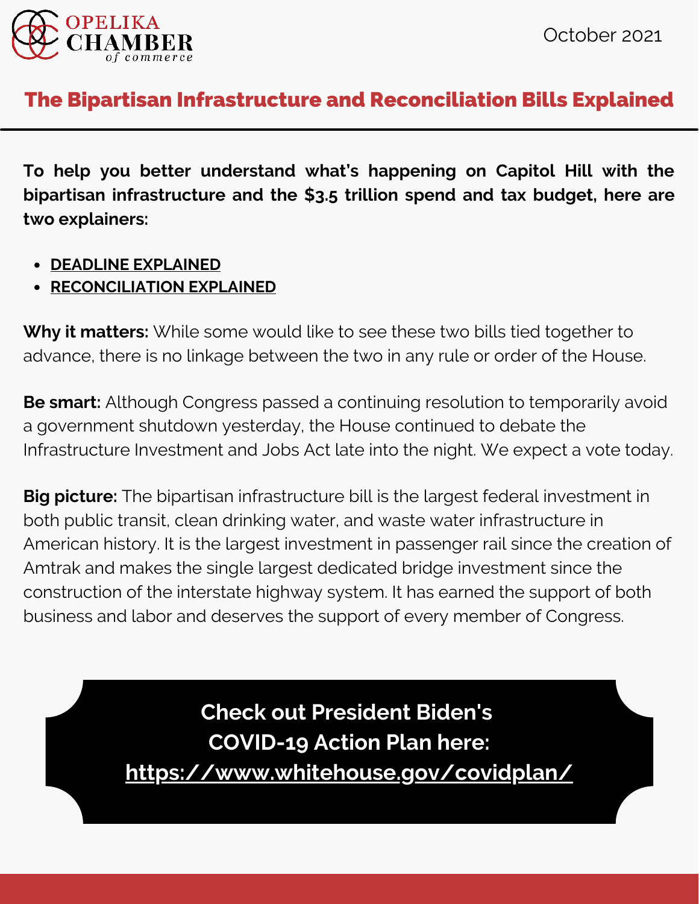OPELIKA CHAMBER *of commerce*

October 2021

## The Bipartisan Infrastructure and Reconciliation Bills Explained

**To help you better understand what's happening on Capitol Hill with the bipartisan infrastructure and the $3.5 trillion spend and tax budget, here are two explainers:**

- **DEADLINE EXPLAINED**
- **RECONCILIATION EXPLAINED**

**Why it matters:** While some would like to see these two bills tied together to advance, there is no linkage between the two in any rule or order of the House.

**Be smart:** Although Congress passed a continuing resolution to temporarily avoid a government shutdown yesterday, the House continued to debate the Infrastructure Investment and Jobs Act late into the night. We expect a vote today.

**Big picture:** The bipartisan infrastructure bill is the largest federal investment in both public transit, clean drinking water, and waste water infrastructure in American history. It is the largest investment in passenger rail since the creation of Amtrak and makes the single largest dedicated bridge investment since the construction of the interstate highway system. It has earned the support of both business and labor and deserves the support of every member of Congress.

**Check out President Biden's COVID-19 Action Plan here: https://www.whitehouse.gov/covidplan/**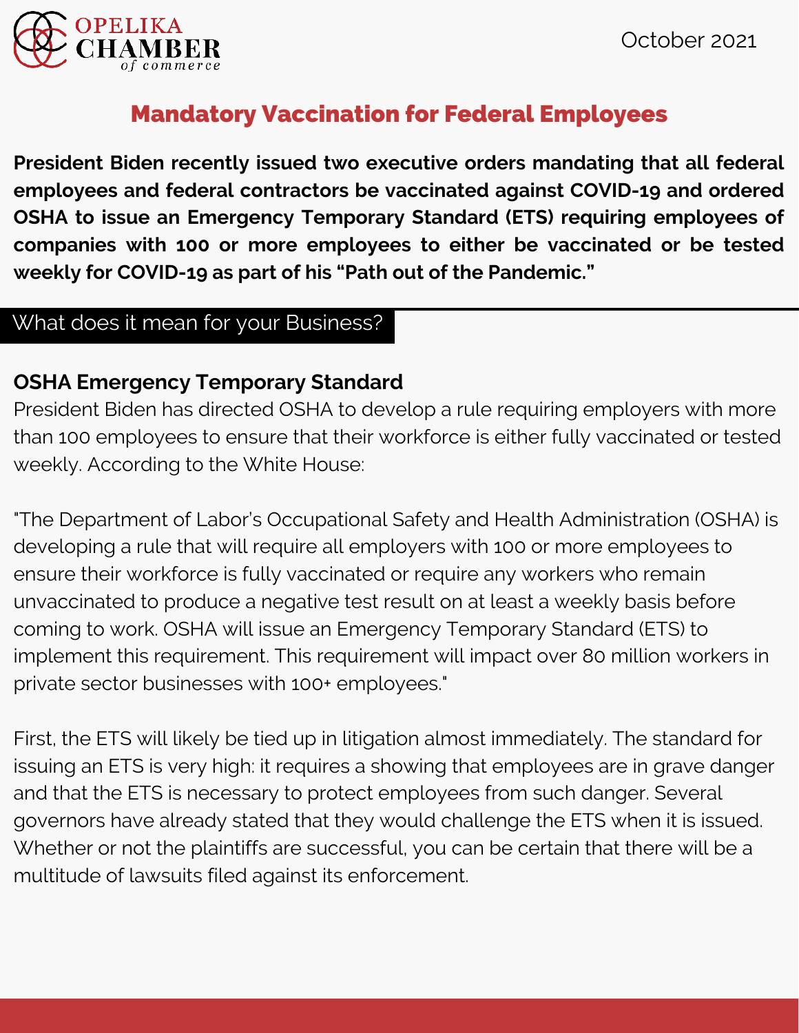# Mandatory Vaccination for Federal Employees

**President Biden recently issued two executive orders mandating that all federal employees and federal contractors be vaccinated against COVID-19 and ordered OSHA to issue an Emergency Temporary Standard (ETS) requiring employees of companies with 100 or more employees to either be vaccinated or be tested weekly for COVID-19 as part of his "Path out of the Pandemic."**

## What does it mean for your Business?

### OSHA Emergency Temporary Standard

President Biden has directed OSHA to develop a rule requiring employers with more than 100 employees to ensure that their workforce is either fully vaccinated or tested weekly. According to the White House:

"The Department of Labor's Occupational Safety and Health Administration (OSHA) is developing a rule that will require all employers with 100 or more employees to ensure their workforce is fully vaccinated or require any workers who remain unvaccinated to produce a negative test result on at least a weekly basis before coming to work. OSHA will issue an Emergency Temporary Standard (ETS) to implement this requirement. This requirement will impact over 80 million workers in private sector businesses with 100+ employees."

First, the ETS will likely be tied up in litigation almost immediately. The standard for issuing an ETS is very high: it requires a showing that employees are in grave danger and that the ETS is necessary to protect employees from such danger. Several governors have already stated that they would challenge the ETS when it is issued. Whether or not the plaintiffs are successful, you can be certain that there will be a multitude of lawsuits filed against its enforcement.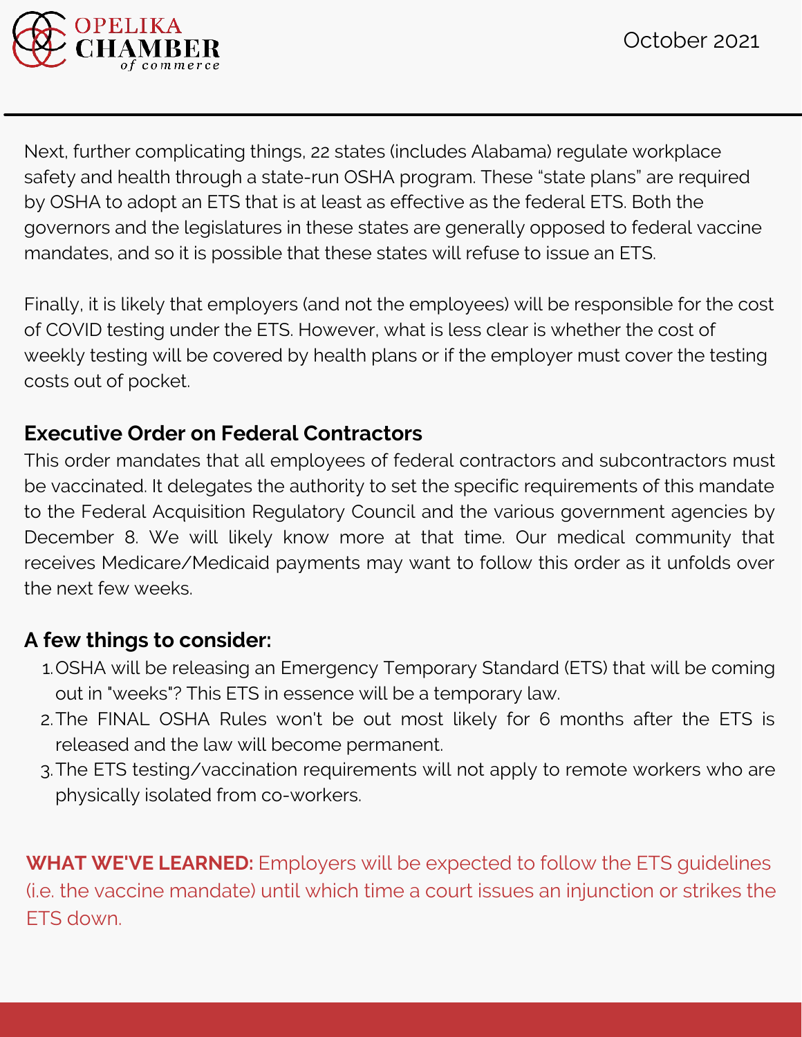Next, further complicating things, 22 states (includes Alabama) regulate workplace safety and health through a state-run OSHA program. These "state plans" are required by OSHA to adopt an ETS that is at least as effective as the federal ETS. Both the governors and the legislatures in these states are generally opposed to federal vaccine mandates, and so it is possible that these states will refuse to issue an ETS.

Finally, it is likely that employers (and not the employees) will be responsible for the cost of COVID testing under the ETS. However, what is less clear is whether the cost of weekly testing will be covered by health plans or if the employer must cover the testing costs out of pocket.

## Executive Order on Federal Contractors

This order mandates that all employees of federal contractors and subcontractors must be vaccinated. It delegates the authority to set the specific requirements of this mandate to the Federal Acquisition Regulatory Council and the various government agencies by December 8. We will likely know more at that time. Our medical community that receives Medicare/Medicaid payments may want to follow this order as it unfolds over the next few weeks.

## A few things to consider:

1. OSHA will be releasing an Emergency Temporary Standard (ETS) that will be coming out in "weeks"? This ETS in essence will be a temporary law.
2. The FINAL OSHA Rules won't be out most likely for 6 months after the ETS is released and the law will become permanent.
3. The ETS testing/vaccination requirements will not apply to remote workers who are physically isolated from co-workers.

**WHAT WE'VE LEARNED:** Employers will be expected to follow the ETS guidelines (i.e. the vaccine mandate) until which time a court issues an injunction or strikes the ETS down.